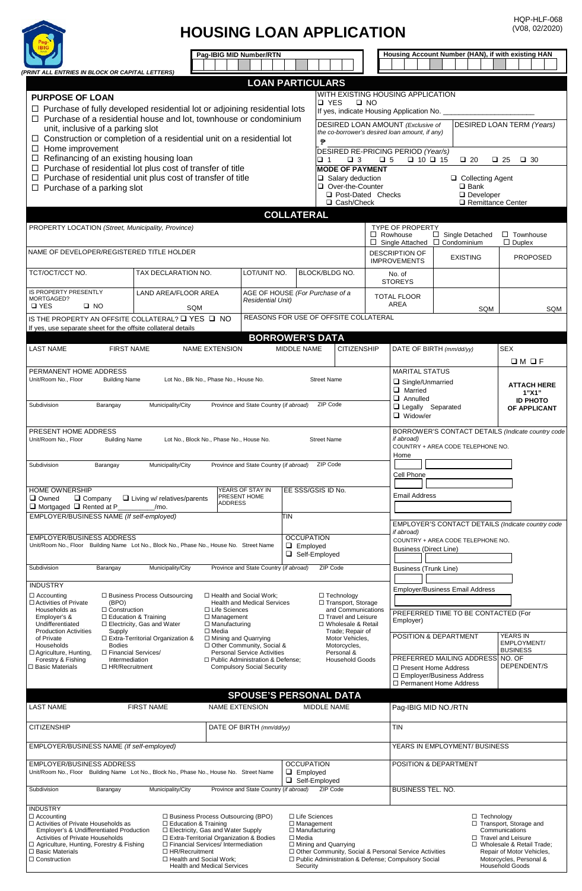HQP-HLF-068
(V08, 02/2020)

# HOUSING LOAN APPLICATION

*(PRINT ALL ENTRIES IN BLOCK OR CAPITAL LETTERS)*

**Pag-IBIG MID Number/RTN**

**Housing Account Number (HAN), if with existing HAN**

## LOAN PARTICULARS

**PURPOSE OF LOAN**

- ☐ Purchase of fully developed residential lot or adjoining residential lots
- ☐ Purchase of a residential house and lot, townhouse or condominium unit, inclusive of a parking slot
- ☐ Construction or completion of a residential unit on a residential lot
- ☐ Home improvement
- ☐ Refinancing of an existing housing loan
- ☐ Purchase of residential lot plus cost of transfer of title
- ☐ Purchase of residential unit plus cost of transfer of title
- ☐ Purchase of a parking slot

WITH EXISTING HOUSING APPLICATION
☐ YES ☐ NO
If yes, indicate Housing Application No. ______________________

DESIRED LOAN AMOUNT *(Exclusive of the co-borrower's desired loan amount, if any)*
₱

DESIRED LOAN TERM *(Years)*

DESIRED RE-PRICING PERIOD (Year/s)
☐ 1 ☐ 3 ☐ 5 ☐ 10 ☐ 15 ☐ 20 ☐ 25 ☐ 30

**MODE OF PAYMENT**
- ☐ Salary deduction
- ☐ Over-the-Counter
  - ☐ Post-Dated Checks
  - ☐ Cash/Check
- ☐ Collecting Agent
  - ☐ Bank
  - ☐ Developer
  - ☐ Remittance Center

## COLLATERAL

PROPERTY LOCATION *(Street, Municipality, Province)*

TYPE OF PROPERTY
☐ Rowhouse ☐ Single Detached ☐ Townhouse
☐ Single Attached ☐ Condominium ☐ Duplex

NAME OF DEVELOPER/REGISTERED TITLE HOLDER

| TCT/OCT/CCT NO. | TAX DECLARATION NO. | LOT/UNIT NO. | BLOCK/BLDG NO. |
|---|---|---|---|
| | | | |

| DESCRIPTION OF IMPROVEMENTS | EXISTING | PROPOSED |
|---|---|---|
| No. of STOREYS | | |
| TOTAL FLOOR AREA | SQM | SQM |

IS PROPERTY PRESENTLY MORTGAGED? ☐ YES ☐ NO

LAND AREA/FLOOR AREA ______ SQM

AGE OF HOUSE *(For Purchase of a Residential Unit)*

IS THE PROPERTY AN OFFSITE COLLATERAL? ☐ YES ☐ NO
If yes, use separate sheet for the offsite collateral details

REASONS FOR USE OF OFFSITE COLLATERAL

## BORROWER'S DATA

| LAST NAME | FIRST NAME | NAME EXTENSION | MIDDLE NAME | CITIZENSHIP | DATE OF BIRTH *(mm/dd/yy)* | SEX ☐ M ☐ F |
|---|---|---|---|---|---|---|
| | | | | | | |

PERMANENT HOME ADDRESS
Unit/Room No., Floor | Building Name | Lot No., Blk No., Phase No., House No. | Street Name
Subdivision | Barangay | Municipality/City | Province and State Country *(if abroad)* | ZIP Code

MARITAL STATUS
- ☐ Single/Unmarried
- ☐ Married
- ☐ Annulled
- ☐ Legally Separated
- ☐ Widow/er

**ATTACH HERE 1"X1" ID PHOTO OF APPLICANT**

PRESENT HOME ADDRESS
Unit/Room No., Floor | Building Name | Lot No., Block No., Phase No., House No. | Street Name
Subdivision | Barangay | Municipality/City | Province and State Country *(if abroad)* | ZIP Code

BORROWER'S CONTACT DETAILS *(Indicate country code if abroad)*
COUNTRY + AREA CODE TELEPHONE NO.
Home
Cell Phone
Email Address

HOME OWNERSHIP
☐ Owned ☐ Company ☐ Living w/ relatives/parents
☐ Mortgaged ☐ Rented at P__________/mo.

YEARS OF STAY IN PRESENT HOME ADDRESS

EE SSS/GSIS ID No.

EMPLOYER/BUSINESS NAME *(If self-employed)*

TIN

EMPLOYER/BUSINESS ADDRESS
Unit/Room No., Floor | Building Name | Lot No., Block No., Phase No., House No. | Street Name
Subdivision | Barangay | Municipality/City | Province and State Country *(if abroad)* | ZIP Code

OCCUPATION
☐ Employed
☐ Self-Employed

EMPLOYER'S CONTACT DETAILS *(Indicate country code if abroad)*
COUNTRY + AREA CODE TELEPHONE NO.
Business (Direct Line)
Business (Trunk Line)
Employer/Business Email Address

INDUSTRY
- ☐ Accounting
- ☐ Activities of Private Households as Employer's & Undifferentiated Production Activities of Private Households
- ☐ Agriculture, Hunting, Forestry & Fishing
- ☐ Basic Materials
- ☐ Business Process Outsourcing (BPO)
- ☐ Construction
- ☐ Education & Training
- ☐ Electricity, Gas and Water Supply
- ☐ Extra-Territorial Organization & Bodies
- ☐ Financial Services/ Intermediation
- ☐ HR/Recruitment
- ☐ Health and Social Work; Health and Medical Services
- ☐ Life Sciences
- ☐ Management
- ☐ Manufacturing
- ☐ Media
- ☐ Mining and Quarrying
- ☐ Other Community, Social & Personal Service Activities
- ☐ Public Administration & Defense; Compulsory Social Security
- ☐ Technology
- ☐ Transport, Storage and Communications
- ☐ Travel and Leisure
- ☐ Wholesale & Retail Trade; Repair of Motor Vehicles, Motorcycles, Personal & Household Goods

PREFERRED TIME TO BE CONTACTED (For Employer)

POSITION & DEPARTMENT

YEARS IN EMPLOYMENT/ BUSINESS

PREFERRED MAILING ADDRESS
- ☐ Present Home Address
- ☐ Employer/Business Address
- ☐ Permanent Home Address

NO. OF DEPENDENT/S

## SPOUSE'S PERSONAL DATA

| LAST NAME | FIRST NAME | NAME EXTENSION | MIDDLE NAME | Pag-IBIG MID NO./RTN |
|---|---|---|---|---|
| | | | | |

| CITIZENSHIP | DATE OF BIRTH *(mm/dd/yy)* | TIN |
|---|---|---|
| | | |

EMPLOYER/BUSINESS NAME *(If self-employed)*

YEARS IN EMPLOYMENT/ BUSINESS

EMPLOYER/BUSINESS ADDRESS
Unit/Room No., Floor | Building Name | Lot No., Block No., Phase No., House No. | Street Name
Subdivision | Barangay | Municipality/City | Province and State Country *(if abroad)* | ZIP Code

OCCUPATION
☐ Employed
☐ Self-Employed

POSITION & DEPARTMENT

BUSINESS TEL. NO.

INDUSTRY
- ☐ Accounting
- ☐ Activities of Private Households as Employer's & Undifferentiated Production Activities of Private Households
- ☐ Agriculture, Hunting, Forestry & Fishing
- ☐ Basic Materials
- ☐ Construction
- ☐ Business Process Outsourcing (BPO)
- ☐ Education & Training
- ☐ Electricity, Gas and Water Supply
- ☐ Extra-Territorial Organization & Bodies
- ☐ Financial Services/ Intermediation
- ☐ HR/Recruitment
- ☐ Health and Social Work; Health and Medical Services
- ☐ Life Sciences
- ☐ Management
- ☐ Manufacturing
- ☐ Media
- ☐ Mining and Quarrying
- ☐ Other Community, Social & Personal Service Activities
- ☐ Public Administration & Defense; Compulsory Social Security
- ☐ Technology
- ☐ Transport, Storage and Communications
- ☐ Travel and Leisure
- ☐ Wholesale & Retail Trade; Repair of Motor Vehicles, Motorcycles, Personal & Household Goods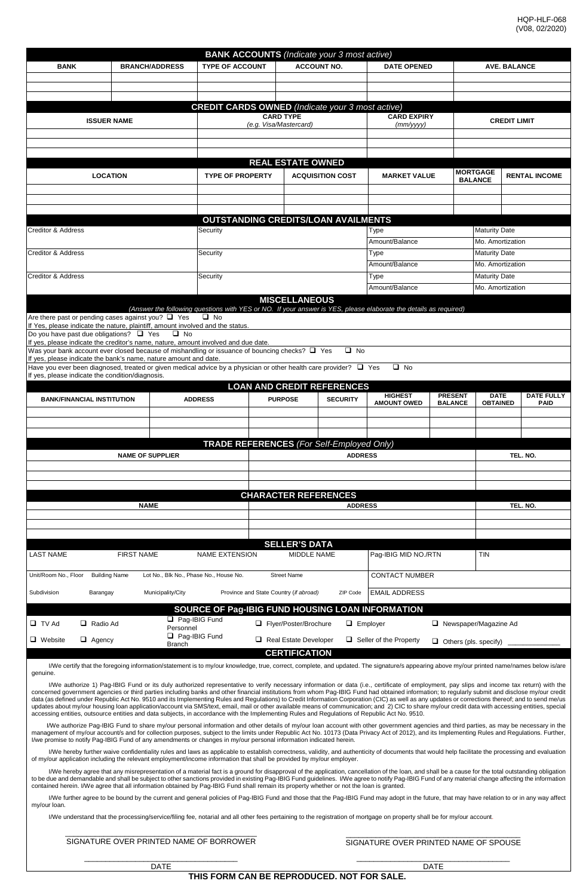HQP-HLF-068
(V08, 02/2020)

## BANK ACCOUNTS *(Indicate your 3 most active)*

| BANK | BRANCH/ADDRESS | TYPE OF ACCOUNT | ACCOUNT NO. | DATE OPENED | AVE. BALANCE |
|---|---|---|---|---|---|
| | | | | | |
| | | | | | |
| | | | | | |

## CREDIT CARDS OWNED *(Indicate your 3 most active)*

| ISSUER NAME | CARD TYPE *(e.g. Visa/Mastercard)* | CARD EXPIRY *(mm/yyyy)* | CREDIT LIMIT |
|---|---|---|---|
| | | | |
| | | | |
| | | | |

## REAL ESTATE OWNED

| LOCATION | TYPE OF PROPERTY | ACQUISITION COST | MARKET VALUE | MORTGAGE BALANCE | RENTAL INCOME |
|---|---|---|---|---|---|
| | | | | | |
| | | | | | |
| | | | | | |

## OUTSTANDING CREDITS/LOAN AVAILMENTS

| | | | |
|---|---|---|---|
| Creditor & Address | Security | Type | Maturity Date |
| | | Amount/Balance | Mo. Amortization |
| Creditor & Address | Security | Type | Maturity Date |
| | | Amount/Balance | Mo. Amortization |
| Creditor & Address | Security | Type | Maturity Date |
| | | Amount/Balance | Mo. Amortization |

## MISCELLANEOUS

*(Answer the following questions with YES or NO. If your answer is YES, please elaborate the details as required)*

Are there past or pending cases against you? ❑ Yes ❑ No
If Yes, please indicate the nature, plaintiff, amount involved and the status.

Do you have past due obligations? ❑ Yes ❑ No
If yes, please indicate the creditor's name, nature, amount involved and due date.

Was your bank account ever closed because of mishandling or issuance of bouncing checks? ❑ Yes ❑ No
If yes, please indicate the bank's name, nature amount and date.

Have you ever been diagnosed, treated or given medical advice by a physician or other health care provider? ❑ Yes ❑ No
If yes, please indicate the condition/diagnosis.

## LOAN AND CREDIT REFERENCES

| BANK/FINANCIAL INSTITUTION | ADDRESS | PURPOSE | SECURITY | HIGHEST AMOUNT OWED | PRESENT BALANCE | DATE OBTAINED | DATE FULLY PAID |
|---|---|---|---|---|---|---|---|
| | | | | | | | |
| | | | | | | | |
| | | | | | | | |

## TRADE REFERENCES *(For Self-Employed Only)*

| NAME OF SUPPLIER | ADDRESS | TEL. NO. |
|---|---|---|
| | | |
| | | |
| | | |

## CHARACTER REFERENCES

| NAME | ADDRESS | TEL. NO. |
|---|---|---|
| | | |
| | | |
| | | |

## SELLER'S DATA

| | | | | | |
|---|---|---|---|---|---|
| LAST NAME | FIRST NAME | NAME EXTENSION | MIDDLE NAME | Pag-IBIG MID NO./RTN | TIN |
| Unit/Room No., Floor / Building Name | Lot No., Blk No., Phase No., House No. | Street Name | | CONTACT NUMBER | |
| Subdivision / Barangay | Municipality/City | Province and State Country *(if abroad)* | ZIP Code | EMAIL ADDRESS | |

## SOURCE OF Pag-IBIG FUND HOUSING LOAN INFORMATION

❑ TV Ad ❑ Radio Ad ❑ Pag-IBIG Fund Personnel ❑ Flyer/Poster/Brochure ❑ Employer ❑ Newspaper/Magazine Ad
❑ Website ❑ Agency ❑ Pag-IBIG Fund Branch ❑ Real Estate Developer ❑ Seller of the Property ❑ Others (pls. specify) ______________

## CERTIFICATION

I/We certify that the foregoing information/statement is to my/our knowledge, true, correct, complete, and updated. The signature/s appearing above my/our printed name/names below is/are genuine.

I/We authorize 1) Pag-IBIG Fund or its duly authorized representative to verify necessary information or data (i.e., certificate of employment, pay slips and income tax return) with the concerned government agencies or third parties including banks and other financial institutions from whom Pag-IBIG Fund had obtained information; to regularly submit and disclose my/our credit data (as defined under Republic Act No. 9510 and its Implementing Rules and Regulations) to Credit Information Corporation (CIC) as well as any updates or corrections thereof; and to send me/us updates about my/our housing loan application/account via SMS/text, email, mail or other available means of communication; and 2) CIC to share my/our credit data with accessing entities, special accessing entities, outsource entities and data subjects, in accordance with the Implementing Rules and Regulations of Republic Act No. 9510.

I/We authorize Pag-IBIG Fund to share my/our personal information and other details of my/our loan account with other government agencies and third parties, as may be necessary in the management of my/our account/s and for collection purposes, subject to the limits under Republic Act No. 10173 (Data Privacy Act of 2012), and its Implementing Rules and Regulations. Further, I/we promise to notify Pag-IBIG Fund of any amendments or changes in my/our personal information indicated herein.

I/We hereby further waive confidentiality rules and laws as applicable to establish correctness, validity, and authenticity of documents that would help facilitate the processing and evaluation of my/our application including the relevant employment/income information that shall be provided by my/our employer.

I/We hereby agree that any misrepresentation of a material fact is a ground for disapproval of the application, cancellation of the loan, and shall be a cause for the total outstanding obligation to be due and demandable and shall be subject to other sanctions provided in existing Pag-IBIG Fund guidelines. I/We agree to notify Pag-IBIG Fund of any material change affecting the information contained herein. I/We agree that all information obtained by Pag-IBIG Fund shall remain its property whether or not the loan is granted.

I/We further agree to be bound by the current and general policies of Pag-IBIG Fund and those that the Pag-IBIG Fund may adopt in the future, that may have relation to or in any way affect my/our loan.

I/We understand that the processing/service/filing fee, notarial and all other fees pertaining to the registration of mortgage on property shall be for my/our account.

_______________________________________
SIGNATURE OVER PRINTED NAME OF BORROWER

_______________________________________
SIGNATURE OVER PRINTED NAME OF SPOUSE

_______________________________________
DATE

_______________________________________
DATE

**THIS FORM CAN BE REPRODUCED. NOT FOR SALE.**